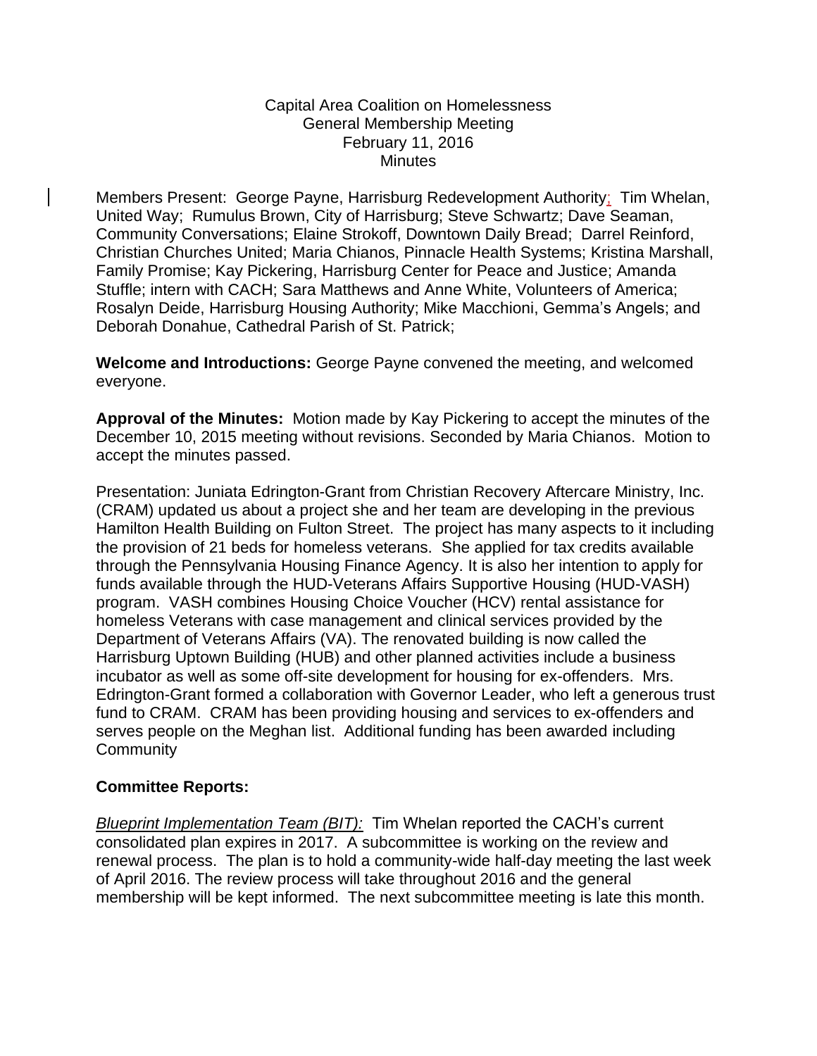Capital Area Coalition on Homelessness
General Membership Meeting
February 11, 2016
Minutes

Members Present: George Payne, Harrisburg Redevelopment Authority; Tim Whelan, United Way; Rumulus Brown, City of Harrisburg; Steve Schwartz; Dave Seaman, Community Conversations; Elaine Strokoff, Downtown Daily Bread; Darrel Reinford, Christian Churches United; Maria Chianos, Pinnacle Health Systems; Kristina Marshall, Family Promise; Kay Pickering, Harrisburg Center for Peace and Justice; Amanda Stuffle; intern with CACH; Sara Matthews and Anne White, Volunteers of America; Rosalyn Deide, Harrisburg Housing Authority; Mike Macchioni, Gemma's Angels; and Deborah Donahue, Cathedral Parish of St. Patrick;

**Welcome and Introductions:** George Payne convened the meeting, and welcomed everyone.

**Approval of the Minutes:** Motion made by Kay Pickering to accept the minutes of the December 10, 2015 meeting without revisions. Seconded by Maria Chianos. Motion to accept the minutes passed.

Presentation: Juniata Edrington-Grant from Christian Recovery Aftercare Ministry, Inc. (CRAM) updated us about a project she and her team are developing in the previous Hamilton Health Building on Fulton Street. The project has many aspects to it including the provision of 21 beds for homeless veterans. She applied for tax credits available through the Pennsylvania Housing Finance Agency. It is also her intention to apply for funds available through the HUD-Veterans Affairs Supportive Housing (HUD-VASH) program. VASH combines Housing Choice Voucher (HCV) rental assistance for homeless Veterans with case management and clinical services provided by the Department of Veterans Affairs (VA). The renovated building is now called the Harrisburg Uptown Building (HUB) and other planned activities include a business incubator as well as some off-site development for housing for ex-offenders. Mrs. Edrington-Grant formed a collaboration with Governor Leader, who left a generous trust fund to CRAM. CRAM has been providing housing and services to ex-offenders and serves people on the Meghan list. Additional funding has been awarded including Community

**Committee Reports:**

*Blueprint Implementation Team (BIT):* Tim Whelan reported the CACH's current consolidated plan expires in 2017. A subcommittee is working on the review and renewal process. The plan is to hold a community-wide half-day meeting the last week of April 2016. The review process will take throughout 2016 and the general membership will be kept informed. The next subcommittee meeting is late this month.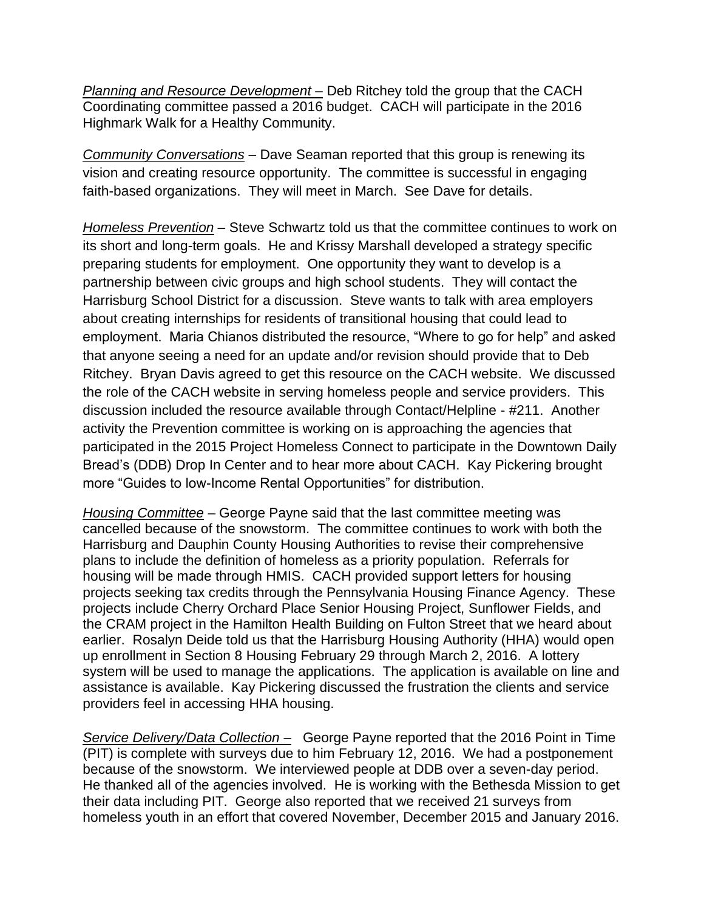*Planning and Resource Development* – Deb Ritchey told the group that the CACH Coordinating committee passed a 2016 budget. CACH will participate in the 2016 Highmark Walk for a Healthy Community.

*Community Conversations* – Dave Seaman reported that this group is renewing its vision and creating resource opportunity. The committee is successful in engaging faith-based organizations. They will meet in March. See Dave for details.

*Homeless Prevention* – Steve Schwartz told us that the committee continues to work on its short and long-term goals. He and Krissy Marshall developed a strategy specific preparing students for employment. One opportunity they want to develop is a partnership between civic groups and high school students. They will contact the Harrisburg School District for a discussion. Steve wants to talk with area employers about creating internships for residents of transitional housing that could lead to employment. Maria Chianos distributed the resource, "Where to go for help" and asked that anyone seeing a need for an update and/or revision should provide that to Deb Ritchey. Bryan Davis agreed to get this resource on the CACH website. We discussed the role of the CACH website in serving homeless people and service providers. This discussion included the resource available through Contact/Helpline - #211. Another activity the Prevention committee is working on is approaching the agencies that participated in the 2015 Project Homeless Connect to participate in the Downtown Daily Bread's (DDB) Drop In Center and to hear more about CACH. Kay Pickering brought more "Guides to low-Income Rental Opportunities" for distribution.

*Housing Committee* – George Payne said that the last committee meeting was cancelled because of the snowstorm. The committee continues to work with both the Harrisburg and Dauphin County Housing Authorities to revise their comprehensive plans to include the definition of homeless as a priority population. Referrals for housing will be made through HMIS. CACH provided support letters for housing projects seeking tax credits through the Pennsylvania Housing Finance Agency. These projects include Cherry Orchard Place Senior Housing Project, Sunflower Fields, and the CRAM project in the Hamilton Health Building on Fulton Street that we heard about earlier. Rosalyn Deide told us that the Harrisburg Housing Authority (HHA) would open up enrollment in Section 8 Housing February 29 through March 2, 2016. A lottery system will be used to manage the applications. The application is available on line and assistance is available. Kay Pickering discussed the frustration the clients and service providers feel in accessing HHA housing.

*Service Delivery/Data Collection* – George Payne reported that the 2016 Point in Time (PIT) is complete with surveys due to him February 12, 2016. We had a postponement because of the snowstorm. We interviewed people at DDB over a seven-day period. He thanked all of the agencies involved. He is working with the Bethesda Mission to get their data including PIT. George also reported that we received 21 surveys from homeless youth in an effort that covered November, December 2015 and January 2016.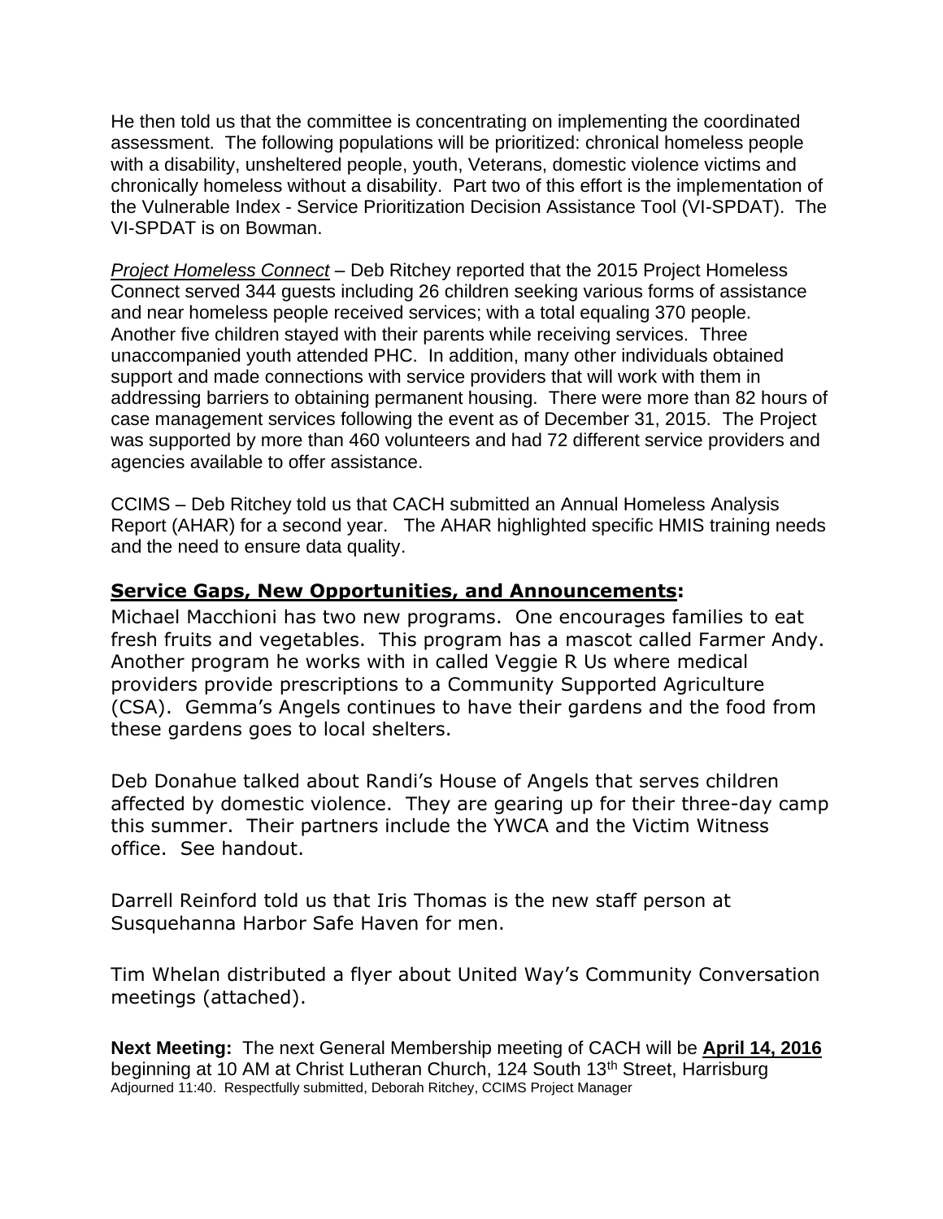He then told us that the committee is concentrating on implementing the coordinated assessment. The following populations will be prioritized: chronical homeless people with a disability, unsheltered people, youth, Veterans, domestic violence victims and chronically homeless without a disability. Part two of this effort is the implementation of the Vulnerable Index - Service Prioritization Decision Assistance Tool (VI-SPDAT). The VI-SPDAT is on Bowman.

*Project Homeless Connect* – Deb Ritchey reported that the 2015 Project Homeless Connect served 344 guests including 26 children seeking various forms of assistance and near homeless people received services; with a total equaling 370 people. Another five children stayed with their parents while receiving services. Three unaccompanied youth attended PHC. In addition, many other individuals obtained support and made connections with service providers that will work with them in addressing barriers to obtaining permanent housing. There were more than 82 hours of case management services following the event as of December 31, 2015. The Project was supported by more than 460 volunteers and had 72 different service providers and agencies available to offer assistance.

CCIMS – Deb Ritchey told us that CACH submitted an Annual Homeless Analysis Report (AHAR) for a second year. The AHAR highlighted specific HMIS training needs and the need to ensure data quality.

## **Service Gaps, New Opportunities, and Announcements:**

Michael Macchioni has two new programs. One encourages families to eat fresh fruits and vegetables. This program has a mascot called Farmer Andy. Another program he works with in called Veggie R Us where medical providers provide prescriptions to a Community Supported Agriculture (CSA). Gemma's Angels continues to have their gardens and the food from these gardens goes to local shelters.

Deb Donahue talked about Randi's House of Angels that serves children affected by domestic violence. They are gearing up for their three-day camp this summer. Their partners include the YWCA and the Victim Witness office. See handout.

Darrell Reinford told us that Iris Thomas is the new staff person at Susquehanna Harbor Safe Haven for men.

Tim Whelan distributed a flyer about United Way's Community Conversation meetings (attached).

**Next Meeting:** The next General Membership meeting of CACH will be **April 14, 2016** beginning at 10 AM at Christ Lutheran Church, 124 South 13th Street, Harrisburg
Adjourned 11:40. Respectfully submitted, Deborah Ritchey, CCIMS Project Manager